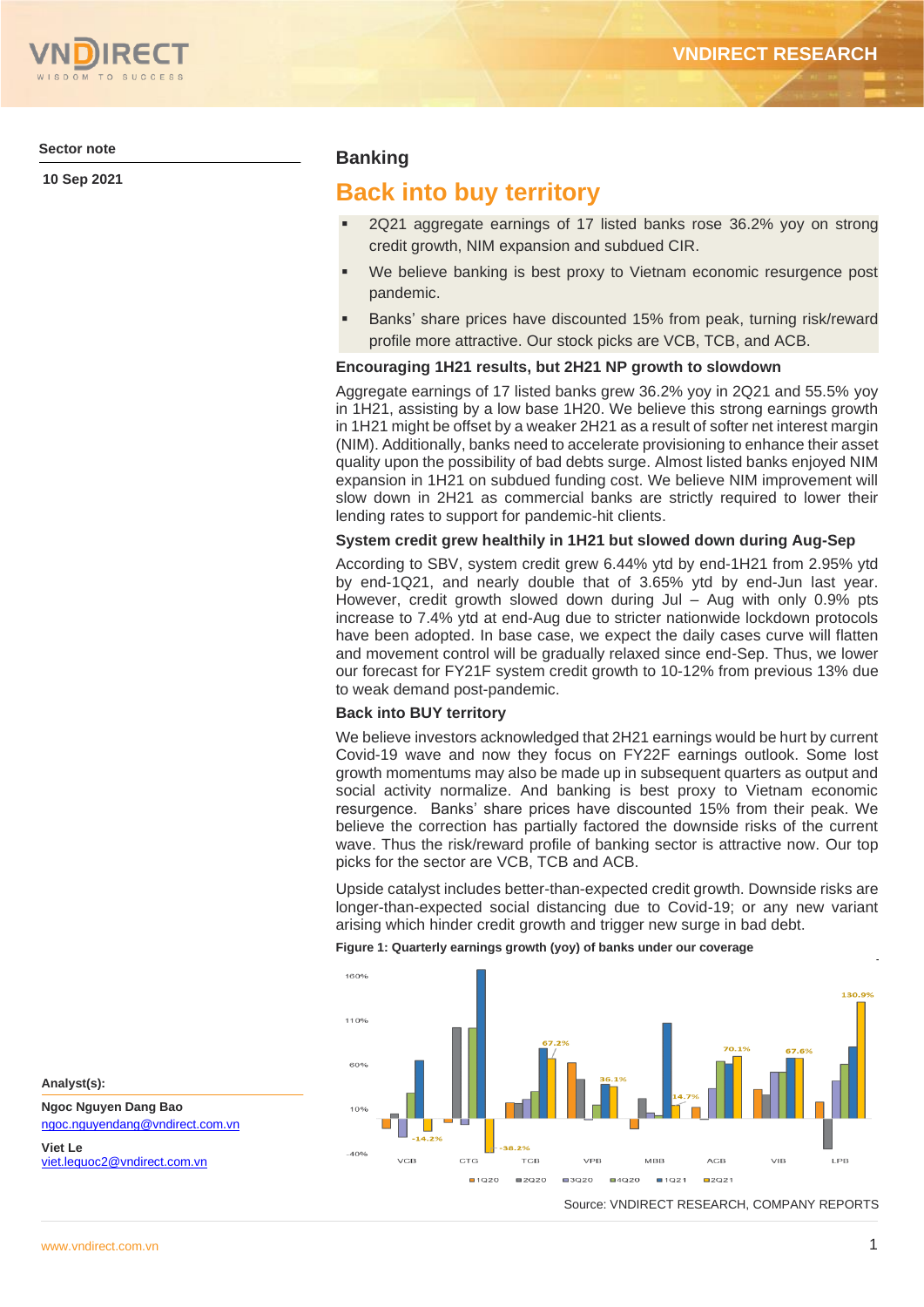Sector note

10 Sep 2021

## Banking

# Back into buy territory

- 2Q21 aggregate earnings of 17 listed banks rose 36.2% yoy on strong credit growth, NIM expansion and subdued CIR.
- We believe banking is best proxy to Vietnam economic resurgence post pandemic.
- Banks' share prices have discounted 15% from peak, turning risk/reward profile more attractive. Our stock picks are VCB, TCB, and ACB.

### Encouraging 1H21 results, but 2H21 NP growth to slowdown

Aggregate earnings of 17 listed banks grew 36.2% yoy in 2Q21 and 55.5% yoy in 1H21, assisting by a low base 1H20. We believe this strong earnings growth in 1H21 might be offset by a weaker 2H21 as a result of softer net interest margin (NIM). Additionally, banks need to accelerate provisioning to enhance their asset quality upon the possibility of bad debts surge. Almost listed banks enjoyed NIM expansion in 1H21 on subdued funding cost. We believe NIM improvement will slow down in 2H21 as commercial banks are strictly required to lower their lending rates to support for pandemic-hit clients.

### System credit grew healthily in 1H21 but slowed down during Aug-Sep

According to SBV, system credit grew 6.44% ytd by end-1H21 from 2.95% ytd by end-1Q21, and nearly double that of 3.65% ytd by end-Jun last year. However, credit growth slowed down during Jul – Aug with only 0.9% pts increase to 7.4% ytd at end-Aug due to stricter nationwide lockdown protocols have been adopted. In base case, we expect the daily cases curve will flatten and movement control will be gradually relaxed since end-Sep. Thus, we lower our forecast for FY21F system credit growth to 10-12% from previous 13% due to weak demand post-pandemic.

### Back into BUY territory

We believe investors acknowledged that 2H21 earnings would be hurt by current Covid-19 wave and now they focus on FY22F earnings outlook. Some lost growth momentums may also be made up in subsequent quarters as output and social activity normalize. And banking is best proxy to Vietnam economic resurgence. Banks' share prices have discounted 15% from their peak. We believe the correction has partially factored the downside risks of the current wave. Thus the risk/reward profile of banking sector is attractive now. Our top picks for the sector are VCB, TCB and ACB.

Upside catalyst includes better-than-expected credit growth. Downside risks are longer-than-expected social distancing due to Covid-19; or any new variant arising which hinder credit growth and trigger new surge in bad debt.

**Figure 1: Quarterly earnings growth (yoy) of banks under our coverage**

Source: VNDIRECT RESEARCH, COMPANY REPORTS

**Analyst(s):**

**Ngoc Nguyen Dang Bao**
ngoc.nguyendang@vndirect.com.vn

**Viet Le**
viet.lequoc2@vndirect.com.vn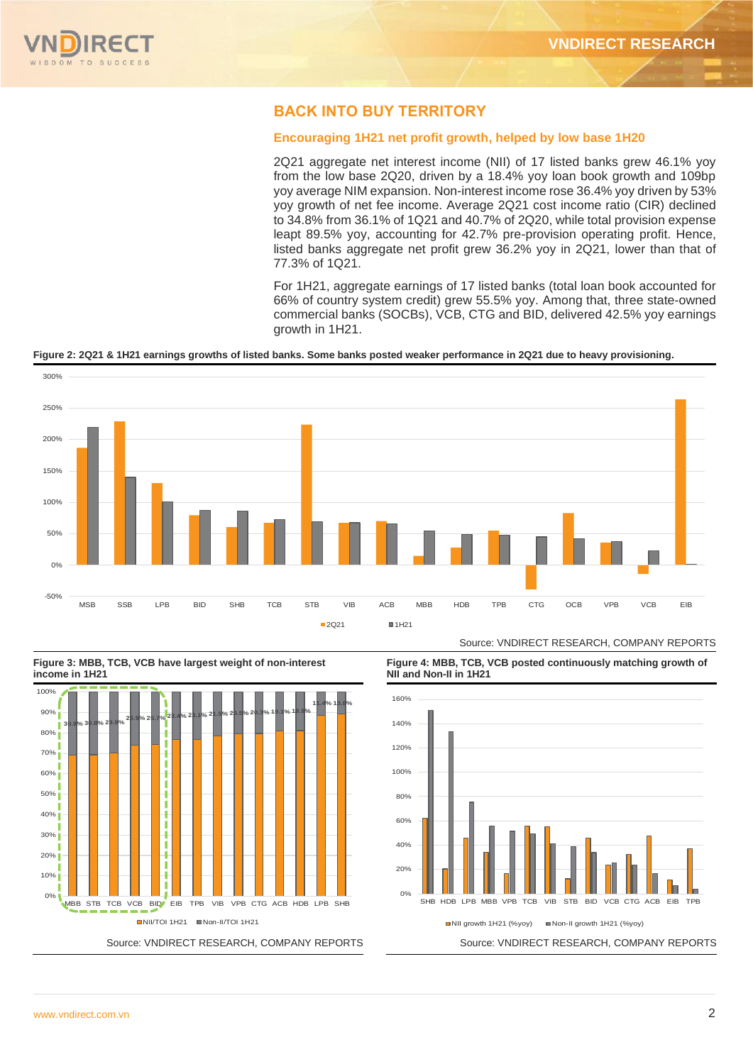## BACK INTO BUY TERRITORY

### Encouraging 1H21 net profit growth, helped by low base 1H20

2Q21 aggregate net interest income (NII) of 17 listed banks grew 46.1% yoy from the low base 2Q20, driven by a 18.4% yoy loan book growth and 109bp yoy average NIM expansion. Non-interest income rose 36.4% yoy driven by 53% yoy growth of net fee income. Average 2Q21 cost income ratio (CIR) declined to 34.8% from 36.1% of 1Q21 and 40.7% of 2Q20, while total provision expense leapt 89.5% yoy, accounting for 42.7% pre-provision operating profit. Hence, listed banks aggregate net profit grew 36.2% yoy in 2Q21, lower than that of 77.3% of 1Q21.

For 1H21, aggregate earnings of 17 listed banks (total loan book accounted for 66% of country system credit) grew 55.5% yoy. Among that, three state-owned commercial banks (SOCBs), VCB, CTG and BID, delivered 42.5% yoy earnings growth in 1H21.

**Figure 2: 2Q21 & 1H21 earnings growths of listed banks. Some banks posted weaker performance in 2Q21 due to heavy provisioning.**

Source: VNDIRECT RESEARCH, COMPANY REPORTS

**Figure 3: MBB, TCB, VCB have largest weight of non-interest income in 1H21**

Source: VNDIRECT RESEARCH, COMPANY REPORTS

**Figure 4: MBB, TCB, VCB posted continuously matching growth of NII and Non-II in 1H21**

Source: VNDIRECT RESEARCH, COMPANY REPORTS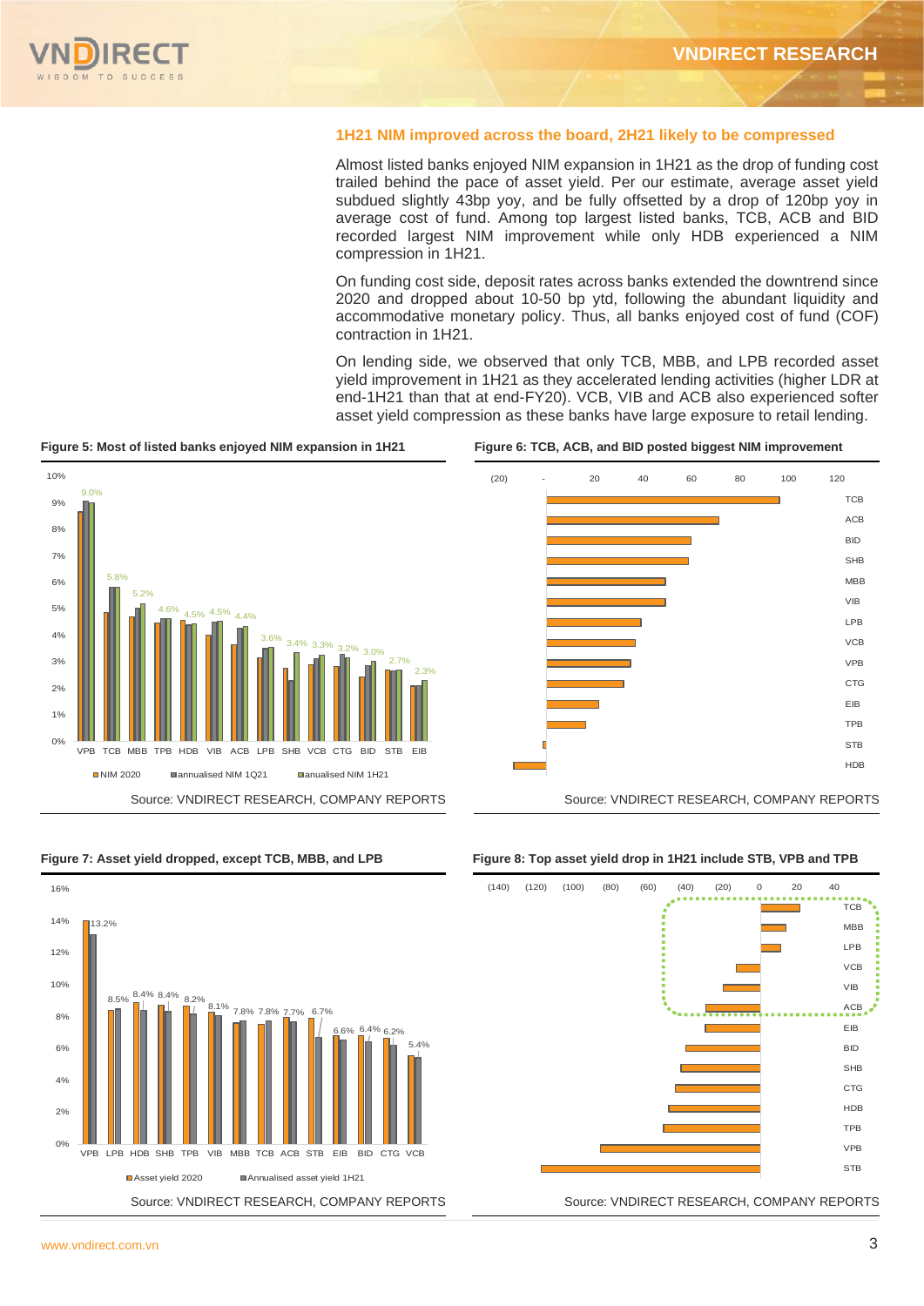### 1H21 NIM improved across the board, 2H21 likely to be compressed

Almost listed banks enjoyed NIM expansion in 1H21 as the drop of funding cost trailed behind the pace of asset yield. Per our estimate, average asset yield subdued slightly 43bp yoy, and be fully offsetted by a drop of 120bp yoy in average cost of fund. Among top largest listed banks, TCB, ACB and BID recorded largest NIM improvement while only HDB experienced a NIM compression in 1H21.

On funding cost side, deposit rates across banks extended the downtrend since 2020 and dropped about 10-50 bp ytd, following the abundant liquidity and accommodative monetary policy. Thus, all banks enjoyed cost of fund (COF) contraction in 1H21.

On lending side, we observed that only TCB, MBB, and LPB recorded asset yield improvement in 1H21 as they accelerated lending activities (higher LDR at end-1H21 than that at end-FY20). VCB, VIB and ACB also experienced softer asset yield compression as these banks have large exposure to retail lending.

**Figure 5: Most of listed banks enjoyed NIM expansion in 1H21**

| Bank | anualised NIM 1H21 |
|---|---|
| VPB | 9.0% |
| TCB | 5.8% |
| MBB | 5.2% |
| TPB | 4.6% |
| HDB | 4.5% |
| VIB | 4.5% |
| ACB | 4.4% |
| LPB | 3.6% |
| SHB | 3.4% |
| VCB | 3.3% |
| CTG | 3.2% |
| BID | 3.0% |
| STB | 2.7% |
| EIB | 2.3% |

Legend: NIM 2020; annualised NIM 1Q21; anualised NIM 1H21

Source: VNDIRECT RESEARCH, COMPANY REPORTS

**Figure 6: TCB, ACB, and BID posted biggest NIM improvement**

Banks (in order): TCB, ACB, BID, SHB, MBB, VIB, LPB, VCB, VPB, CTG, EIB, TPB, STB, HDB

Source: VNDIRECT RESEARCH, COMPANY REPORTS

**Figure 7: Asset yield dropped, except TCB, MBB, and LPB**

| Bank | Annualised asset yield 1H21 |
|---|---|
| VPB | 13.2% |
| LPB | 8.5% |
| HDB | 8.4% |
| SHB | 8.4% |
| TPB | 8.2% |
| VIB | 8.1% |
| MBB | 7.8% |
| TCB | 7.8% |
| ACB | 7.7% |
| STB | 6.7% |
| EIB | 6.6% |
| BID | 6.4% |
| CTG | 6.2% |
| VCB | 5.4% |

Legend: Asset yield 2020; Annualised asset yield 1H21

Source: VNDIRECT RESEARCH, COMPANY REPORTS

**Figure 8: Top asset yield drop in 1H21 include STB, VPB and TPB**

Banks (in order): TCB, MBB, LPB, VCB, VIB, ACB, EIB, BID, SHB, CTG, HDB, TPB, VPB, STB

Source: VNDIRECT RESEARCH, COMPANY REPORTS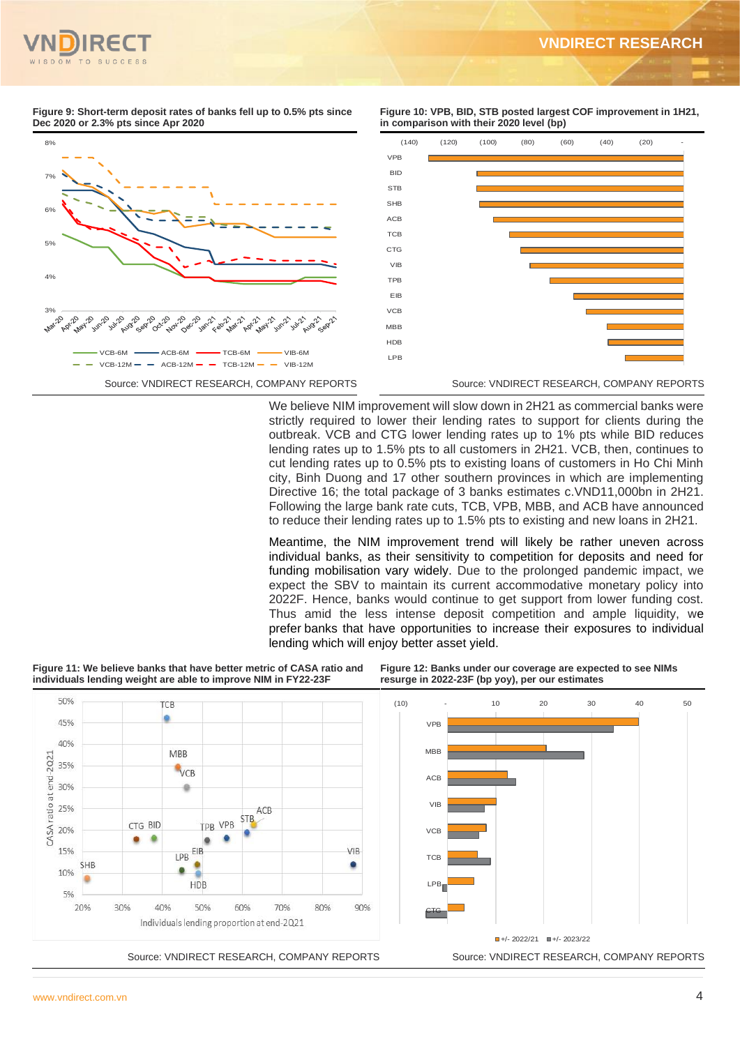**Figure 9: Short-term deposit rates of banks fell up to 0.5% pts since Dec 2020 or 2.3% pts since Apr 2020**

Source: VNDIRECT RESEARCH, COMPANY REPORTS

**Figure 10: VPB, BID, STB posted largest COF improvement in 1H21, in comparison with their 2020 level (bp)**

Source: VNDIRECT RESEARCH, COMPANY REPORTS

We believe NIM improvement will slow down in 2H21 as commercial banks were strictly required to lower their lending rates to support for clients during the outbreak. VCB and CTG lower lending rates up to 1% pts while BID reduces lending rates up to 1.5% pts to all customers in 2H21. VCB, then, continues to cut lending rates up to 0.5% pts to existing loans of customers in Ho Chi Minh city, Binh Duong and 17 other southern provinces in which are implementing Directive 16; the total package of 3 banks estimates c.VND11,000bn in 2H21. Following the large bank rate cuts, TCB, VPB, MBB, and ACB have announced to reduce their lending rates up to 1.5% pts to existing and new loans in 2H21.

Meantime, the NIM improvement trend will likely be rather uneven across individual banks, as their sensitivity to competition for deposits and need for funding mobilisation vary widely. Due to the prolonged pandemic impact, we expect the SBV to maintain its current accommodative monetary policy into 2022F. Hence, banks would continue to get support from lower funding cost. Thus amid the less intense deposit competition and ample liquidity, we prefer banks that have opportunities to increase their exposures to individual lending which will enjoy better asset yield.

**Figure 11: We believe banks that have better metric of CASA ratio and individuals lending weight are able to improve NIM in FY22-23F**

Source: VNDIRECT RESEARCH, COMPANY REPORTS

**Figure 12: Banks under our coverage are expected to see NIMs resurge in 2022-23F (bp yoy), per our estimates**

Source: VNDIRECT RESEARCH, COMPANY REPORTS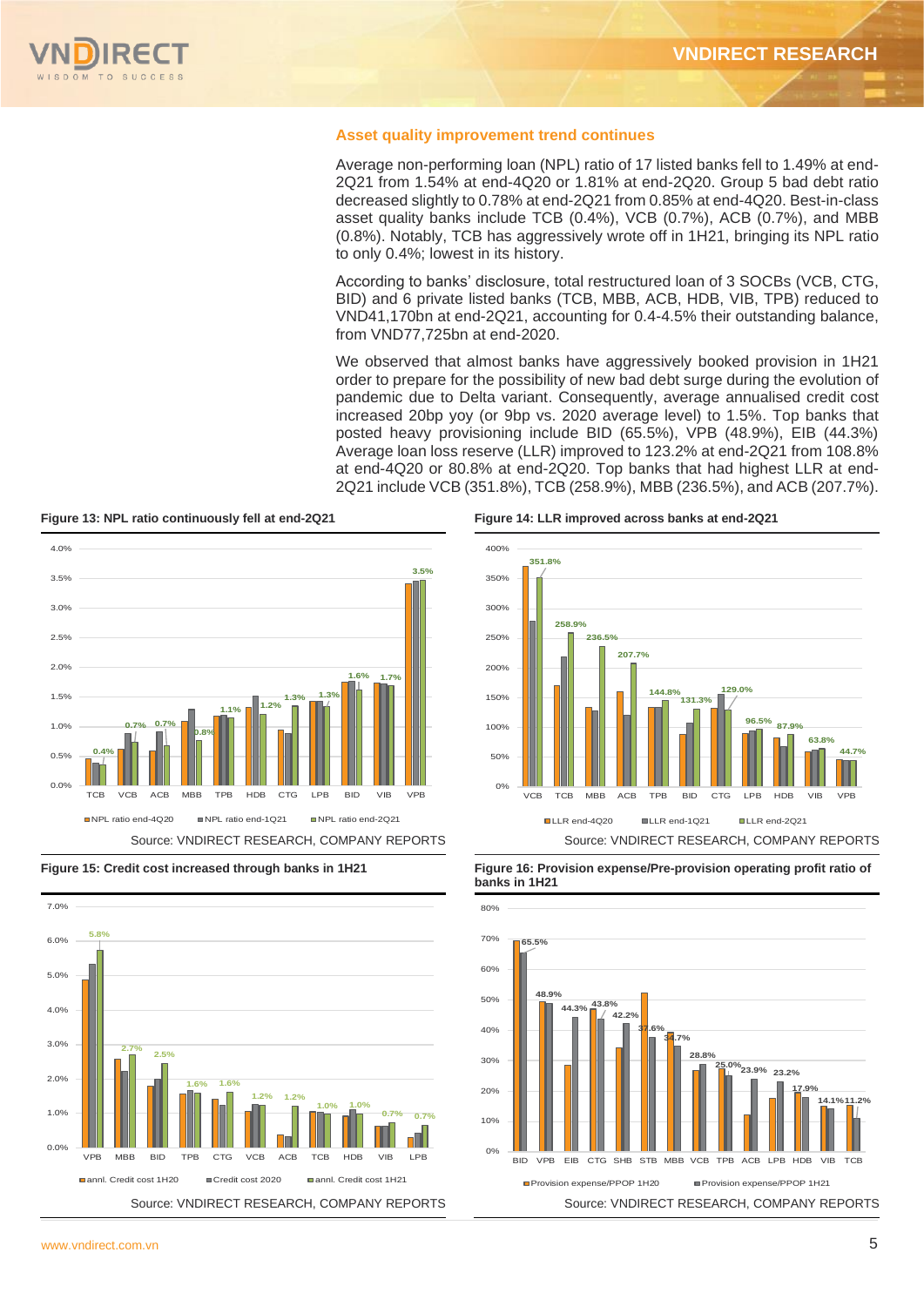## Asset quality improvement trend continues

Average non-performing loan (NPL) ratio of 17 listed banks fell to 1.49% at end-2Q21 from 1.54% at end-4Q20 or 1.81% at end-2Q20. Group 5 bad debt ratio decreased slightly to 0.78% at end-2Q21 from 0.85% at end-4Q20. Best-in-class asset quality banks include TCB (0.4%), VCB (0.7%), ACB (0.7%), and MBB (0.8%). Notably, TCB has aggressively wrote off in 1H21, bringing its NPL ratio to only 0.4%; lowest in its history.

According to banks' disclosure, total restructured loan of 3 SOCBs (VCB, CTG, BID) and 6 private listed banks (TCB, MBB, ACB, HDB, VIB, TPB) reduced to VND41,170bn at end-2Q21, accounting for 0.4-4.5% their outstanding balance, from VND77,725bn at end-2020.

We observed that almost banks have aggressively booked provision in 1H21 order to prepare for the possibility of new bad debt surge during the evolution of pandemic due to Delta variant. Consequently, average annualised credit cost increased 20bp yoy (or 9bp vs. 2020 average level) to 1.5%. Top banks that posted heavy provisioning include BID (65.5%), VPB (48.9%), EIB (44.3%) Average loan loss reserve (LLR) improved to 123.2% at end-2Q21 from 108.8% at end-4Q20 or 80.8% at end-2Q20. Top banks that had highest LLR at end-2Q21 include VCB (351.8%), TCB (258.9%), MBB (236.5%), and ACB (207.7%).

**Figure 13: NPL ratio continuously fell at end-2Q21**

NPL ratio end-2Q21 (labels): TCB 0.4%, VCB 0.7%, ACB 0.7%, MBB 0.8%, TPB 1.1%, HDB 1.2%, CTG 1.3%, LPB 1.3%, BID 1.6%, VIB 1.7%, VPB 3.5%

Legend: NPL ratio end-4Q20; NPL ratio end-1Q21; NPL ratio end-2Q21

Source: VNDIRECT RESEARCH, COMPANY REPORTS

**Figure 14: LLR improved across banks at end-2Q21**

LLR end-2Q21 (labels): VCB 351.8%, TCB 258.9%, MBB 236.5%, ACB 207.7%, TPB 144.8%, BID 131.3%, CTG 129.0%, LPB 96.5%, HDB 87.9%, VIB 63.8%, VPB 44.7%

Legend: LLR end-4Q20; LLR end-1Q21; LLR end-2Q21

Source: VNDIRECT RESEARCH, COMPANY REPORTS

**Figure 15: Credit cost increased through banks in 1H21**

Annl. credit cost 1H21 (labels): VPB 5.8%, MBB 2.7%, BID 2.5%, TPB 1.6%, CTG 1.6%, VCB 1.2%, ACB 1.2%, TCB 1.0%, HDB 1.0%, VIB 0.7%, LPB 0.7%

Legend: annl. Credit cost 1H20; Credit cost 2020; annl. Credit cost 1H21

Source: VNDIRECT RESEARCH, COMPANY REPORTS

**Figure 16: Provision expense/Pre-provision operating profit ratio of banks in 1H21**

Provision expense/PPOP 1H21 (labels): BID 65.5%, VPB 48.9%, EIB 44.3%, CTG 43.8%, SHB 42.2%, STB 37.6%, MBB 34.7%, VCB 28.8%, TPB 25.0%, ACB 23.9%, LPB 23.2%, HDB 17.9%, VIB 14.1%, TCB 11.2%

Legend: Provision expense/PPOP 1H20; Provision expense/PPOP 1H21

Source: VNDIRECT RESEARCH, COMPANY REPORTS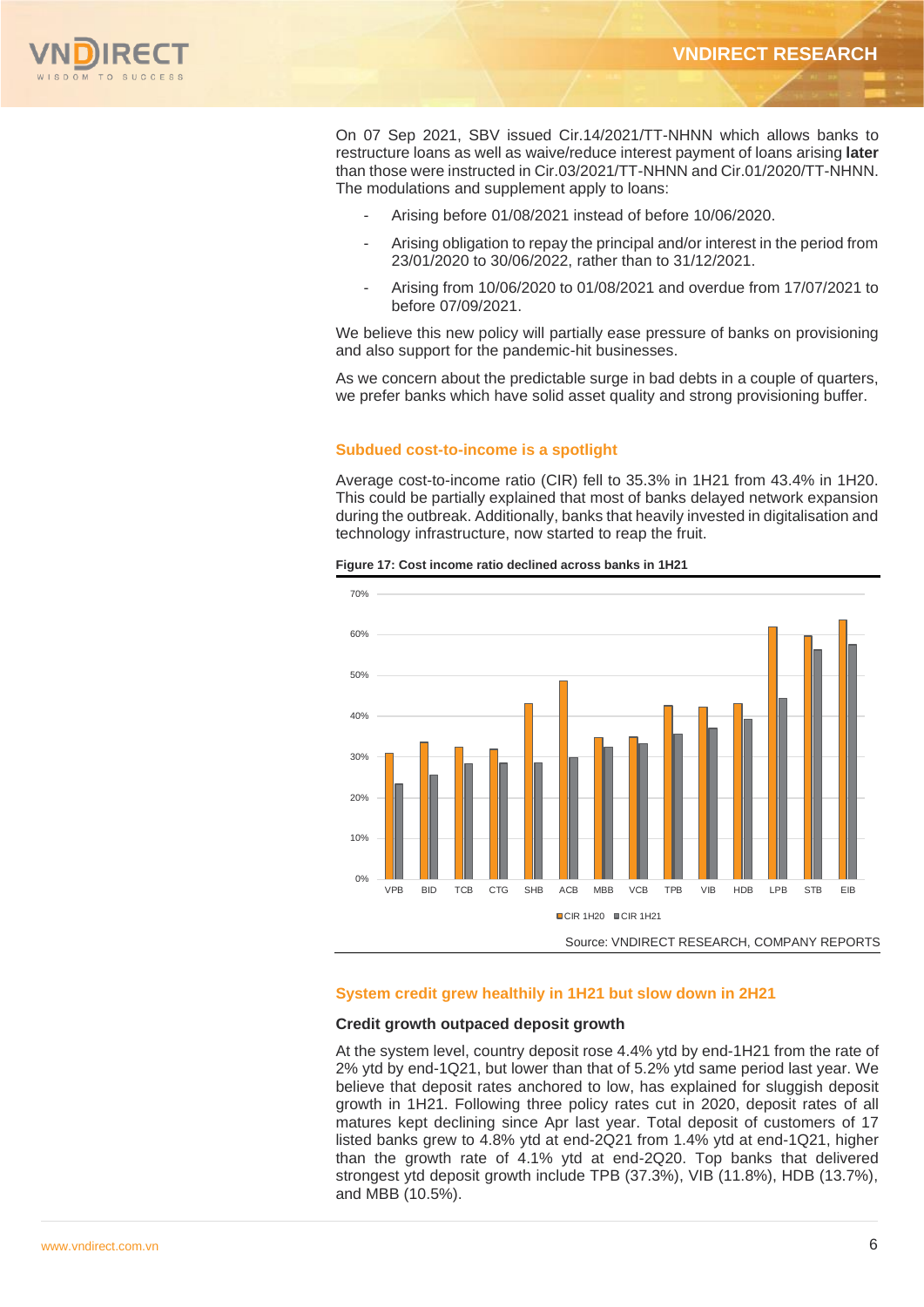On 07 Sep 2021, SBV issued Cir.14/2021/TT-NHNN which allows banks to restructure loans as well as waive/reduce interest payment of loans arising **later** than those were instructed in Cir.03/2021/TT-NHNN and Cir.01/2020/TT-NHNN. The modulations and supplement apply to loans:

- Arising before 01/08/2021 instead of before 10/06/2020.
- Arising obligation to repay the principal and/or interest in the period from 23/01/2020 to 30/06/2022, rather than to 31/12/2021.
- Arising from 10/06/2020 to 01/08/2021 and overdue from 17/07/2021 to before 07/09/2021.

We believe this new policy will partially ease pressure of banks on provisioning and also support for the pandemic-hit businesses.

As we concern about the predictable surge in bad debts in a couple of quarters, we prefer banks which have solid asset quality and strong provisioning buffer.

## Subdued cost-to-income is a spotlight

Average cost-to-income ratio (CIR) fell to 35.3% in 1H21 from 43.4% in 1H20. This could be partially explained that most of banks delayed network expansion during the outbreak. Additionally, banks that heavily invested in digitalisation and technology infrastructure, now started to reap the fruit.

**Figure 17: Cost income ratio declined across banks in 1H21**

Source: VNDIRECT RESEARCH, COMPANY REPORTS

## System credit grew healthily in 1H21 but slow down in 2H21

### Credit growth outpaced deposit growth

At the system level, country deposit rose 4.4% ytd by end-1H21 from the rate of 2% ytd by end-1Q21, but lower than that of 5.2% ytd same period last year. We believe that deposit rates anchored to low, has explained for sluggish deposit growth in 1H21. Following three policy rates cut in 2020, deposit rates of all matures kept declining since Apr last year. Total deposit of customers of 17 listed banks grew to 4.8% ytd at end-2Q21 from 1.4% ytd at end-1Q21, higher than the growth rate of 4.1% ytd at end-2Q20. Top banks that delivered strongest ytd deposit growth include TPB (37.3%), VIB (11.8%), HDB (13.7%), and MBB (10.5%).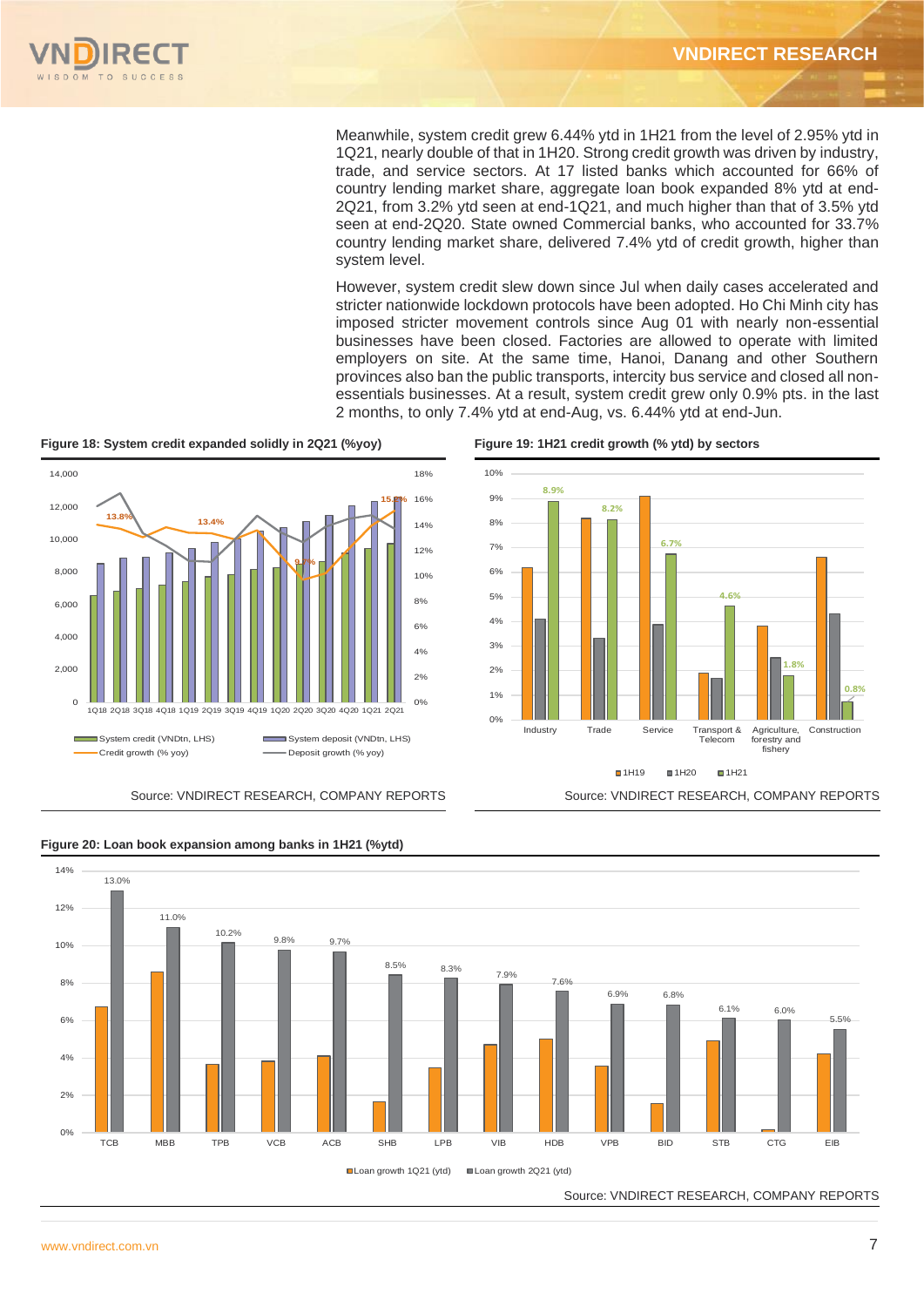Meanwhile, system credit grew 6.44% ytd in 1H21 from the level of 2.95% ytd in 1Q21, nearly double of that in 1H20. Strong credit growth was driven by industry, trade, and service sectors. At 17 listed banks which accounted for 66% of country lending market share, aggregate loan book expanded 8% ytd at end-2Q21, from 3.2% ytd seen at end-1Q21, and much higher than that of 3.5% ytd seen at end-2Q20. State owned Commercial banks, who accounted for 33.7% country lending market share, delivered 7.4% ytd of credit growth, higher than system level.

However, system credit slew down since Jul when daily cases accelerated and stricter nationwide lockdown protocols have been adopted. Ho Chi Minh city has imposed stricter movement controls since Aug 01 with nearly non-essential businesses have been closed. Factories are allowed to operate with limited employers on site. At the same time, Hanoi, Danang and other Southern provinces also ban the public transports, intercity bus service and closed all non-essentials businesses. As a result, system credit grew only 0.9% pts. in the last 2 months, to only 7.4% ytd at end-Aug, vs. 6.44% ytd at end-Jun.

**Figure 18: System credit expanded solidly in 2Q21 (%yoy)**

Source: VNDIRECT RESEARCH, COMPANY REPORTS

**Figure 19: 1H21 credit growth (% ytd) by sectors**

Source: VNDIRECT RESEARCH, COMPANY REPORTS

**Figure 20: Loan book expansion among banks in 1H21 (%ytd)**

Source: VNDIRECT RESEARCH, COMPANY REPORTS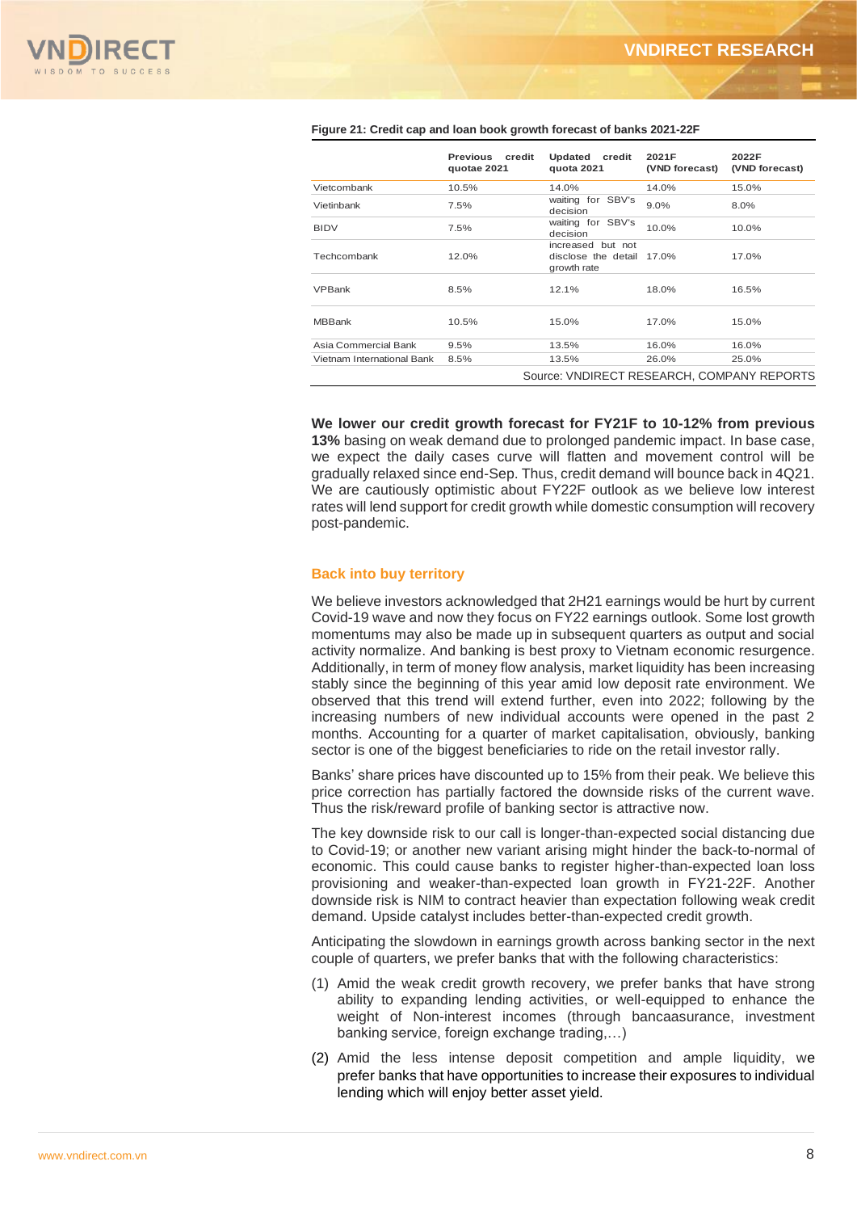**Figure 21: Credit cap and loan book growth forecast of banks 2021-22F**

| | Previous credit quotae 2021 | Updated credit quota 2021 | 2021F (VND forecast) | 2022F (VND forecast) |
|---|---|---|---|---|
| Vietcombank | 10.5% | 14.0% | 14.0% | 15.0% |
| Vietinbank | 7.5% | waiting for SBV's decision | 9.0% | 8.0% |
| BIDV | 7.5% | waiting for SBV's decision | 10.0% | 10.0% |
| Techcombank | 12.0% | increased but not disclose the detail growth rate | 17.0% | 17.0% |
| VPBank | 8.5% | 12.1% | 18.0% | 16.5% |
| MBBank | 10.5% | 15.0% | 17.0% | 15.0% |
| Asia Commercial Bank | 9.5% | 13.5% | 16.0% | 16.0% |
| Vietnam International Bank | 8.5% | 13.5% | 26.0% | 25.0% |

Source: VNDIRECT RESEARCH, COMPANY REPORTS

**We lower our credit growth forecast for FY21F to 10-12% from previous 13%** basing on weak demand due to prolonged pandemic impact. In base case, we expect the daily cases curve will flatten and movement control will be gradually relaxed since end-Sep. Thus, credit demand will bounce back in 4Q21. We are cautiously optimistic about FY22F outlook as we believe low interest rates will lend support for credit growth while domestic consumption will recovery post-pandemic.

## Back into buy territory

We believe investors acknowledged that 2H21 earnings would be hurt by current Covid-19 wave and now they focus on FY22 earnings outlook. Some lost growth momentums may also be made up in subsequent quarters as output and social activity normalize. And banking is best proxy to Vietnam economic resurgence. Additionally, in term of money flow analysis, market liquidity has been increasing stably since the beginning of this year amid low deposit rate environment. We observed that this trend will extend further, even into 2022; following by the increasing numbers of new individual accounts were opened in the past 2 months. Accounting for a quarter of market capitalisation, obviously, banking sector is one of the biggest beneficiaries to ride on the retail investor rally.

Banks' share prices have discounted up to 15% from their peak. We believe this price correction has partially factored the downside risks of the current wave. Thus the risk/reward profile of banking sector is attractive now.

The key downside risk to our call is longer-than-expected social distancing due to Covid-19; or another new variant arising might hinder the back-to-normal of economic. This could cause banks to register higher-than-expected loan loss provisioning and weaker-than-expected loan growth in FY21-22F. Another downside risk is NIM to contract heavier than expectation following weak credit demand. Upside catalyst includes better-than-expected credit growth.

Anticipating the slowdown in earnings growth across banking sector in the next couple of quarters, we prefer banks that with the following characteristics:

(1) Amid the weak credit growth recovery, we prefer banks that have strong ability to expanding lending activities, or well-equipped to enhance the weight of Non-interest incomes (through bancaasurance, investment banking service, foreign exchange trading,…)

(2) Amid the less intense deposit competition and ample liquidity, we prefer banks that have opportunities to increase their exposures to individual lending which will enjoy better asset yield.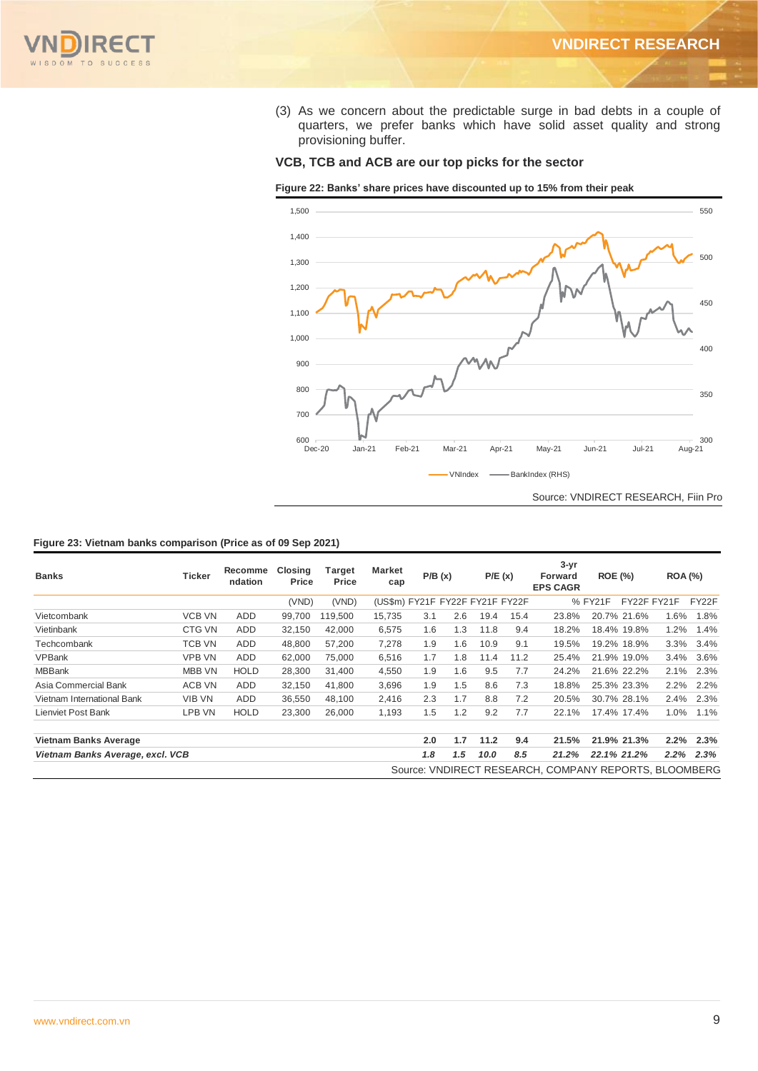(3) As we concern about the predictable surge in bad debts in a couple of quarters, we prefer banks which have solid asset quality and strong provisioning buffer.

### VCB, TCB and ACB are our top picks for the sector

**Figure 22: Banks' share prices have discounted up to 15% from their peak**

Source: VNDIRECT RESEARCH, Fiin Pro

**Figure 23: Vietnam banks comparison (Price as of 09 Sep 2021)**

| Banks | Ticker | Recommendation | Closing Price | Target Price | Market cap | P/B (x) | | P/E (x) | | 3-yr Forward EPS CAGR | ROE (%) | | ROA (%) | |
|---|---|---|---|---|---|---|---|---|---|---|---|---|---|---|
| | | | (VND) | (VND) | (US$m) | FY21F | FY22F | FY21F | FY22F | % | FY21F | FY22F | FY21F | FY22F |
| Vietcombank | VCB VN | ADD | 99,700 | 119,500 | 15,735 | 3.1 | 2.6 | 19.4 | 15.4 | 23.8% | 20.7% | 21.6% | 1.6% | 1.8% |
| Vietinbank | CTG VN | ADD | 32,150 | 42,000 | 6,575 | 1.6 | 1.3 | 11.8 | 9.4 | 18.2% | 18.4% | 19.8% | 1.2% | 1.4% |
| Techcombank | TCB VN | ADD | 48,800 | 57,200 | 7,278 | 1.9 | 1.6 | 10.9 | 9.1 | 19.5% | 19.2% | 18.9% | 3.3% | 3.4% |
| VPBank | VPB VN | ADD | 62,000 | 75,000 | 6,516 | 1.7 | 1.8 | 11.4 | 11.2 | 25.4% | 21.9% | 19.0% | 3.4% | 3.6% |
| MBBank | MBB VN | HOLD | 28,300 | 31,400 | 4,550 | 1.9 | 1.6 | 9.5 | 7.7 | 24.2% | 21.6% | 22.2% | 2.1% | 2.3% |
| Asia Commercial Bank | ACB VN | ADD | 32,150 | 41,800 | 3,696 | 1.9 | 1.5 | 8.6 | 7.3 | 18.8% | 25.3% | 23.3% | 2.2% | 2.2% |
| Vietnam International Bank | VIB VN | ADD | 36,550 | 48,100 | 2,416 | 2.3 | 1.7 | 8.8 | 7.2 | 20.5% | 30.7% | 28.1% | 2.4% | 2.3% |
| Lienviet Post Bank | LPB VN | HOLD | 23,300 | 26,000 | 1,193 | 1.5 | 1.2 | 9.2 | 7.7 | 22.1% | 17.4% | 17.4% | 1.0% | 1.1% |
| **Vietnam Banks Average** | | | | | | **2.0** | **1.7** | **11.2** | **9.4** | **21.5%** | **21.9%** | **21.3%** | **2.2%** | **2.3%** |
| ***Vietnam Banks Average, excl. VCB*** | | | | | | ***1.8*** | ***1.5*** | ***10.0*** | ***8.5*** | ***21.2%*** | ***22.1%*** | ***21.2%*** | ***2.2%*** | ***2.3%*** |

Source: VNDIRECT RESEARCH, COMPANY REPORTS, BLOOMBERG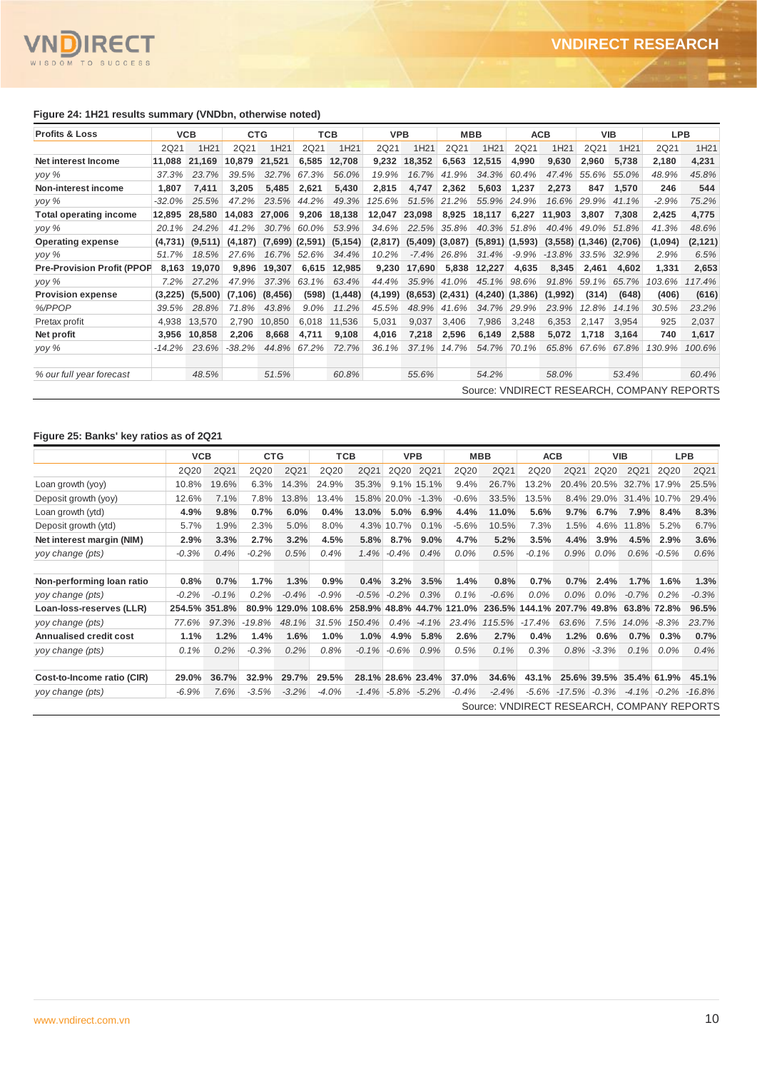#### Figure 24: 1H21 results summary (VNDbn, otherwise noted)

| Profits & Loss | VCB | | CTG | | TCB | | VPB | | MBB | | ACB | | VIB | | LPB | |
|---|---|---|---|---|---|---|---|---|---|---|---|---|---|---|---|---|
| | 2Q21 | 1H21 | 2Q21 | 1H21 | 2Q21 | 1H21 | 2Q21 | 1H21 | 2Q21 | 1H21 | 2Q21 | 1H21 | 2Q21 | 1H21 | 2Q21 | 1H21 |
| **Net interest Income** | **11,088** | **21,169** | **10,879** | **21,521** | **6,585** | **12,708** | **9,232** | **18,352** | **6,563** | **12,515** | **4,990** | **9,630** | **2,960** | **5,738** | **2,180** | **4,231** |
| *yoy %* | *37.3%* | *23.7%* | *39.5%* | *32.7%* | *67.3%* | *56.0%* | *19.9%* | *16.7%* | *41.9%* | *34.3%* | *60.4%* | *47.4%* | *55.6%* | *55.0%* | *48.9%* | *45.8%* |
| **Non-interest income** | **1,807** | **7,411** | **3,205** | **5,485** | **2,621** | **5,430** | **2,815** | **4,747** | **2,362** | **5,603** | **1,237** | **2,273** | **847** | **1,570** | **246** | **544** |
| *yoy %* | *-32.0%* | *25.5%* | *47.2%* | *23.5%* | *44.2%* | *49.3%* | *125.6%* | *51.5%* | *21.2%* | *55.9%* | *24.9%* | *16.6%* | *29.9%* | *41.1%* | *-2.9%* | *75.2%* |
| **Total operating income** | **12,895** | **28,580** | **14,083** | **27,006** | **9,206** | **18,138** | **12,047** | **23,098** | **8,925** | **18,117** | **6,227** | **11,903** | **3,807** | **7,308** | **2,425** | **4,775** |
| *yoy %* | *20.1%* | *24.2%* | *41.2%* | *30.7%* | *60.0%* | *53.9%* | *34.6%* | *22.5%* | *35.8%* | *40.3%* | *51.8%* | *40.4%* | *49.0%* | *51.8%* | *41.3%* | *48.6%* |
| **Operating expense** | **(4,731)** | **(9,511)** | **(4,187)** | **(7,699)** | **(2,591)** | **(5,154)** | **(2,817)** | **(5,409)** | **(3,087)** | **(5,891)** | **(1,593)** | **(3,558)** | **(1,346)** | **(2,706)** | **(1,094)** | **(2,121)** |
| *yoy %* | *51.7%* | *18.5%* | *27.6%* | *16.7%* | *52.6%* | *34.4%* | *10.2%* | *-7.4%* | *26.8%* | *31.4%* | *-9.9%* | *-13.8%* | *33.5%* | *32.9%* | *2.9%* | *6.5%* |
| **Pre-Provision Profit (PPOP** | **8,163** | **19,070** | **9,896** | **19,307** | **6,615** | **12,985** | **9,230** | **17,690** | **5,838** | **12,227** | **4,635** | **8,345** | **2,461** | **4,602** | **1,331** | **2,653** |
| *yoy %* | *7.2%* | *27.2%* | *47.9%* | *37.3%* | *63.1%* | *63.4%* | *44.4%* | *35.9%* | *41.0%* | *45.1%* | *98.6%* | *91.8%* | *59.1%* | *65.7%* | *103.6%* | *117.4%* |
| **Provision expense** | **(3,225)** | **(5,500)** | **(7,106)** | **(8,456)** | **(598)** | **(1,448)** | **(4,199)** | **(8,653)** | **(2,431)** | **(4,240)** | **(1,386)** | **(1,992)** | **(314)** | **(648)** | **(406)** | **(616)** |
| *%/PPOP* | *39.5%* | *28.8%* | *71.8%* | *43.8%* | *9.0%* | *11.2%* | *45.5%* | *48.9%* | *41.6%* | *34.7%* | *29.9%* | *23.9%* | *12.8%* | *14.1%* | *30.5%* | *23.2%* |
| Pretax profit | 4,938 | 13,570 | 2,790 | 10,850 | 6,018 | 11,536 | 5,031 | 9,037 | 3,406 | 7,986 | 3,248 | 6,353 | 2,147 | 3,954 | 925 | 2,037 |
| **Net profit** | **3,956** | **10,858** | **2,206** | **8,668** | **4,711** | **9,108** | **4,016** | **7,218** | **2,596** | **6,149** | **2,588** | **5,072** | **1,718** | **3,164** | **740** | **1,617** |
| *yoy %* | *-14.2%* | *23.6%* | *-38.2%* | *44.8%* | *67.2%* | *72.7%* | *36.1%* | *37.1%* | *14.7%* | *54.7%* | *70.1%* | *65.8%* | *67.6%* | *67.8%* | *130.9%* | *100.6%* |
| | | | | | | | | | | | | | | | | |
| *% our full year forecast* | | *48.5%* | | *51.5%* | | *60.8%* | | *55.6%* | | *54.2%* | | *58.0%* | | *53.4%* | | *60.4%* |

Source: VNDIRECT RESEARCH, COMPANY REPORTS

#### Figure 25: Banks' key ratios as of 2Q21

| | VCB | | CTG | | TCB | | VPB | | MBB | | ACB | | VIB | | LPB | |
|---|---|---|---|---|---|---|---|---|---|---|---|---|---|---|---|---|
| | 2Q20 | 2Q21 | 2Q20 | 2Q21 | 2Q20 | 2Q21 | 2Q20 | 2Q21 | 2Q20 | 2Q21 | 2Q20 | 2Q21 | 2Q20 | 2Q21 | 2Q20 | 2Q21 |
| Loan growth (yoy) | 10.8% | 19.6% | 6.3% | 14.3% | 24.9% | 35.3% | 9.1% | 15.1% | 9.4% | 26.7% | 13.2% | 20.4% | 20.5% | 32.7% | 17.9% | 25.5% |
| Deposit growth (yoy) | 12.6% | 7.1% | 7.8% | 13.8% | 13.4% | 15.8% | 20.0% | -1.3% | -0.6% | 33.5% | 13.5% | 8.4% | 29.0% | 31.4% | 10.7% | 29.4% |
| Loan growth (ytd) | **4.9%** | **9.8%** | **0.7%** | **6.0%** | **0.4%** | **13.0%** | **5.0%** | **6.9%** | **4.4%** | **11.0%** | **5.6%** | **9.7%** | **6.7%** | **7.9%** | **8.4%** | **8.3%** |
| Deposit growth (ytd) | 5.7% | 1.9% | 2.3% | 5.0% | 8.0% | 4.3% | 10.7% | 0.1% | -5.6% | 10.5% | 7.3% | 1.5% | 4.6% | 11.8% | 5.2% | 6.7% |
| **Net interest margin (NIM)** | **2.9%** | **3.3%** | **2.7%** | **3.2%** | **4.5%** | **5.8%** | **8.7%** | **9.0%** | **4.7%** | **5.2%** | **3.5%** | **4.4%** | **3.9%** | **4.5%** | **2.9%** | **3.6%** |
| *yoy change (pts)* | *-0.3%* | *0.4%* | *-0.2%* | *0.5%* | *0.4%* | *1.4%* | *-0.4%* | *0.4%* | *0.0%* | *0.5%* | *-0.1%* | *0.9%* | *0.0%* | *0.6%* | *-0.5%* | *0.6%* |
| | | | | | | | | | | | | | | | | |
| **Non-performing loan ratio** | **0.8%** | **0.7%** | **1.7%** | **1.3%** | **0.9%** | **0.4%** | **3.2%** | **3.5%** | **1.4%** | **0.8%** | **0.7%** | **0.7%** | **2.4%** | **1.7%** | **1.6%** | **1.3%** |
| *yoy change (pts)* | *-0.2%* | *-0.1%* | *0.2%* | *-0.4%* | *-0.9%* | *-0.5%* | *-0.2%* | *0.3%* | *0.1%* | *-0.6%* | *0.0%* | *0.0%* | *0.0%* | *-0.7%* | *0.2%* | *-0.3%* |
| **Loan-loss-reserves (LLR)** | **254.5%** | **351.8%** | **80.9%** | **129.0%** | **108.6%** | **258.9%** | **48.8%** | **44.7%** | **121.0%** | **236.5%** | **144.1%** | **207.7%** | **49.8%** | **63.8%** | **72.8%** | **96.5%** |
| *yoy change (pts)* | *77.6%* | *97.3%* | *-19.8%* | *48.1%* | *31.5%* | *150.4%* | *0.4%* | *-4.1%* | *23.4%* | *115.5%* | *-17.4%* | *63.6%* | *7.5%* | *14.0%* | *-8.3%* | *23.7%* |
| **Annualised credit cost** | **1.1%** | **1.2%** | **1.4%** | **1.6%** | **1.0%** | **1.0%** | **4.9%** | **5.8%** | **2.6%** | **2.7%** | **0.4%** | **1.2%** | **0.6%** | **0.7%** | **0.3%** | **0.7%** |
| *yoy change (pts)* | *0.1%* | *0.2%* | *-0.3%* | *0.2%* | *0.8%* | *-0.1%* | *-0.6%* | *0.9%* | *0.5%* | *0.1%* | *0.3%* | *0.8%* | *-3.3%* | *0.1%* | *0.0%* | *0.4%* |
| | | | | | | | | | | | | | | | | |
| **Cost-to-Income ratio (CIR)** | **29.0%** | **36.7%** | **32.9%** | **29.7%** | **29.5%** | **28.1%** | **28.6%** | **23.4%** | **37.0%** | **34.6%** | **43.1%** | **25.6%** | **39.5%** | **35.4%** | **61.9%** | **45.1%** |
| *yoy change (pts)* | *-6.9%* | *7.6%* | *-3.5%* | *-3.2%* | *-4.0%* | *-1.4%* | *-5.8%* | *-5.2%* | *-0.4%* | *-2.4%* | *-5.6%* | *-17.5%* | *-0.3%* | *-4.1%* | *-0.2%* | *-16.8%* |

Source: VNDIRECT RESEARCH, COMPANY REPORTS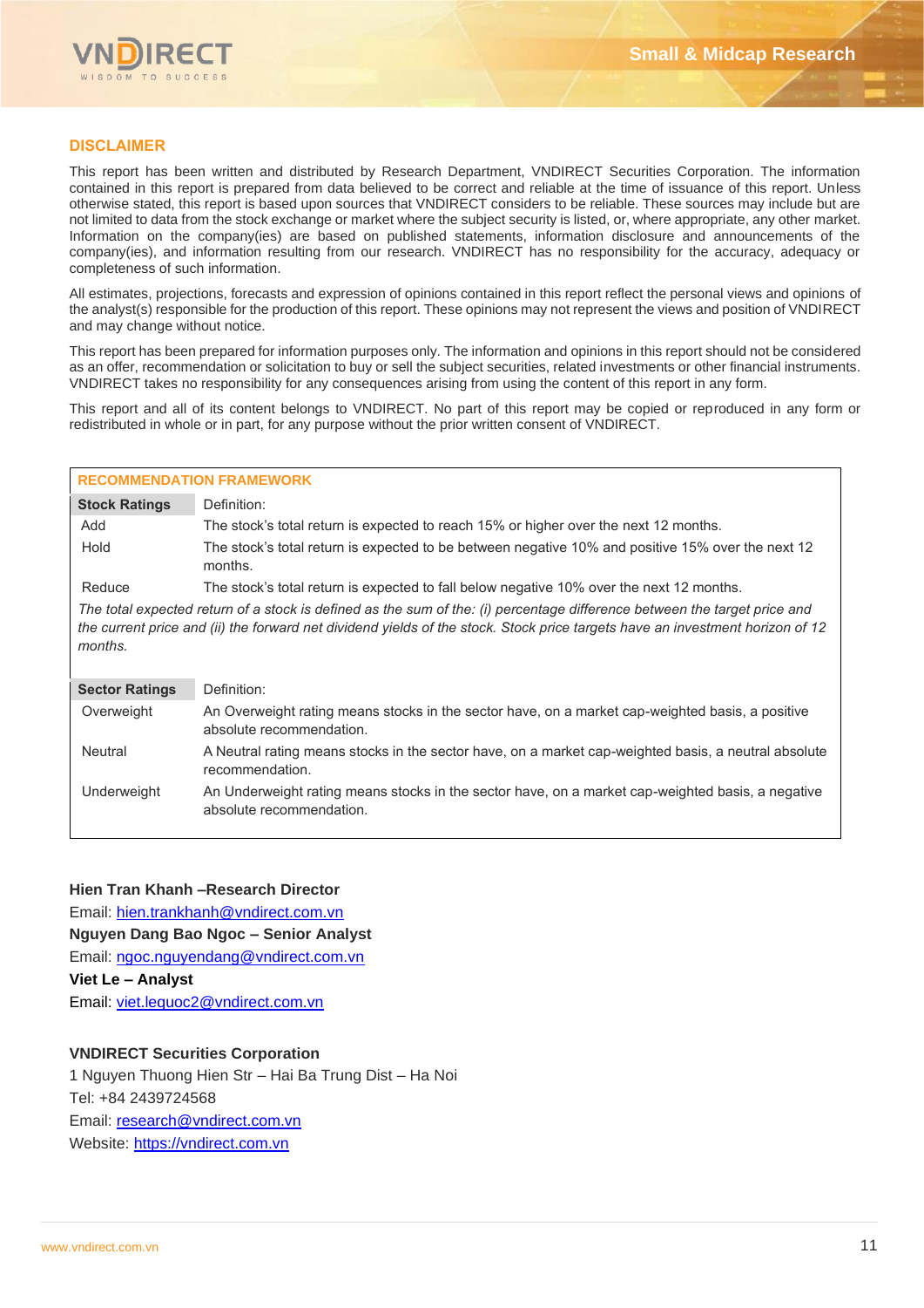## DISCLAIMER

This report has been written and distributed by Research Department, VNDIRECT Securities Corporation. The information contained in this report is prepared from data believed to be correct and reliable at the time of issuance of this report. Unless otherwise stated, this report is based upon sources that VNDIRECT considers to be reliable. These sources may include but are not limited to data from the stock exchange or market where the subject security is listed, or, where appropriate, any other market. Information on the company(ies) are based on published statements, information disclosure and announcements of the company(ies), and information resulting from our research. VNDIRECT has no responsibility for the accuracy, adequacy or completeness of such information.

All estimates, projections, forecasts and expression of opinions contained in this report reflect the personal views and opinions of the analyst(s) responsible for the production of this report. These opinions may not represent the views and position of VNDIRECT and may change without notice.

This report has been prepared for information purposes only. The information and opinions in this report should not be considered as an offer, recommendation or solicitation to buy or sell the subject securities, related investments or other financial instruments. VNDIRECT takes no responsibility for any consequences arising from using the content of this report in any form.

This report and all of its content belongs to VNDIRECT. No part of this report may be copied or reproduced in any form or redistributed in whole or in part, for any purpose without the prior written consent of VNDIRECT.

### RECOMMENDATION FRAMEWORK

| **Stock Ratings** | Definition: |
|---|---|
| Add | The stock's total return is expected to reach 15% or higher over the next 12 months. |
| Hold | The stock's total return is expected to be between negative 10% and positive 15% over the next 12 months. |
| Reduce | The stock's total return is expected to fall below negative 10% over the next 12 months. |

*The total expected return of a stock is defined as the sum of the: (i) percentage difference between the target price and the current price and (ii) the forward net dividend yields of the stock. Stock price targets have an investment horizon of 12 months.*

| **Sector Ratings** | Definition: |
|---|---|
| Overweight | An Overweight rating means stocks in the sector have, on a market cap-weighted basis, a positive absolute recommendation. |
| Neutral | A Neutral rating means stocks in the sector have, on a market cap-weighted basis, a neutral absolute recommendation. |
| Underweight | An Underweight rating means stocks in the sector have, on a market cap-weighted basis, a negative absolute recommendation. |

**Hien Tran Khanh –Research Director**
Email: hien.trankhanh@vndirect.com.vn
**Nguyen Dang Bao Ngoc – Senior Analyst**
Email: ngoc.nguyendang@vndirect.com.vn
**Viet Le – Analyst**
Email: viet.lequoc2@vndirect.com.vn

**VNDIRECT Securities Corporation**
1 Nguyen Thuong Hien Str – Hai Ba Trung Dist – Ha Noi
Tel: +84 2439724568
Email: research@vndirect.com.vn
Website: https://vndirect.com.vn